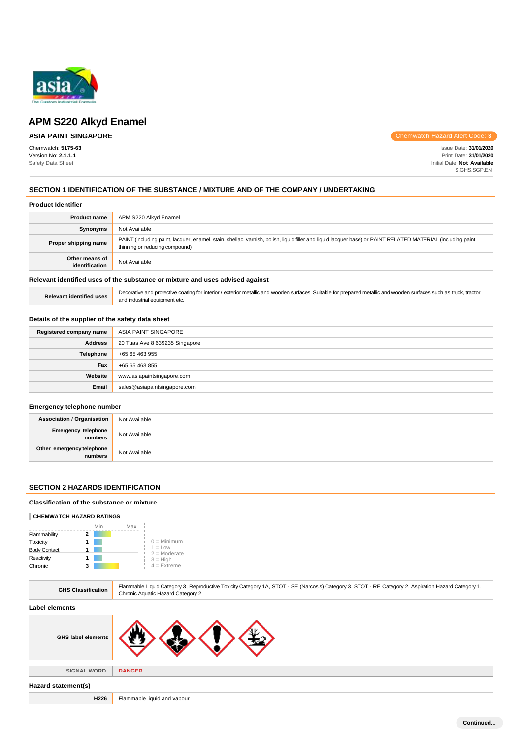# APM S220 Alkyd Enamel

**ASIA PAINT SINGAPORE**

Chemwatch Hazard Alert Code: 3

Chemwatch: **5175-63**
Version No: **2.1.1.1**
Safety Data Sheet

Issue Date: **31/01/2020**
Print Date: **31/01/2020**
Initial Date: **Not Available**
S.GHS.SGP.EN

## SECTION 1 IDENTIFICATION OF THE SUBSTANCE / MIXTURE AND OF THE COMPANY / UNDERTAKING

### Product Identifier

| | |
|---|---|
| **Product name** | APM S220 Alkyd Enamel |
| **Synonyms** | Not Available |
| **Proper shipping name** | PAINT (including paint, lacquer, enamel, stain, shellac, varnish, polish, liquid filler and liquid lacquer base) or PAINT RELATED MATERIAL (including paint thinning or reducing compound) |
| **Other means of identification** | Not Available |

### Relevant identified uses of the substance or mixture and uses advised against

| | |
|---|---|
| **Relevant identified uses** | Decorative and protective coating for interior / exterior metallic and wooden surfaces. Suitable for prepared metallic and wooden surfaces such as truck, tractor and industrial equipment etc. |

### Details of the supplier of the safety data sheet

| | |
|---|---|
| **Registered company name** | ASIA PAINT SINGAPORE |
| **Address** | 20 Tuas Ave 8 639235 Singapore |
| **Telephone** | +65 65 463 955 |
| **Fax** | +65 65 463 855 |
| **Website** | www.asiapaintsingapore.com |
| **Email** | sales@asiapaintsingapore.com |

### Emergency telephone number

| | |
|---|---|
| **Association / Organisation** | Not Available |
| **Emergency telephone numbers** | Not Available |
| **Other emergency telephone numbers** | Not Available |

## SECTION 2 HAZARDS IDENTIFICATION

### Classification of the substance or mixture

**CHEMWATCH HAZARD RATINGS**

| | Rating |
|---|---|
| Flammability | 2 |
| Toxicity | 1 |
| Body Contact | 1 |
| Reactivity | 1 |
| Chronic | 3 |

0 = Minimum
1 = Low
2 = Moderate
3 = High
4 = Extreme

| | |
|---|---|
| **GHS Classification** | Flammable Liquid Category 3, Reproductive Toxicity Category 1A, STOT - SE (Narcosis) Category 3, STOT - RE Category 2, Aspiration Hazard Category 1, Chronic Aquatic Hazard Category 2 |

### Label elements

| | |
|---|---|
| **GHS label elements** | |
| **SIGNAL WORD** | **DANGER** |

### Hazard statement(s)

| | |
|---|---|
| **H226** | Flammable liquid and vapour |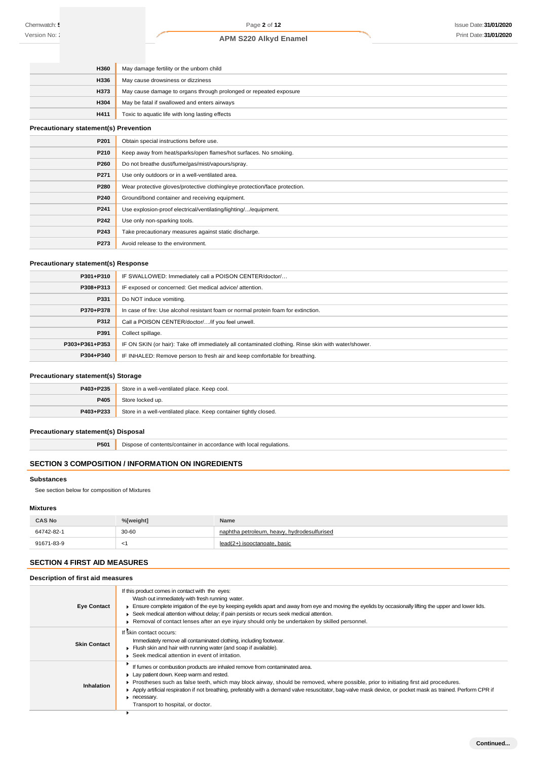| | |
|---|---|
| H360 | May damage fertility or the unborn child |
| H336 | May cause drowsiness or dizziness |
| H373 | May cause damage to organs through prolonged or repeated exposure |
| H304 | May be fatal if swallowed and enters airways |
| H411 | Toxic to aquatic life with long lasting effects |

### Precautionary statement(s) Prevention

| | |
|---|---|
| P201 | Obtain special instructions before use. |
| P210 | Keep away from heat/sparks/open flames/hot surfaces. No smoking. |
| P260 | Do not breathe dust/fume/gas/mist/vapours/spray. |
| P271 | Use only outdoors or in a well-ventilated area. |
| P280 | Wear protective gloves/protective clothing/eye protection/face protection. |
| P240 | Ground/bond container and receiving equipment. |
| P241 | Use explosion-proof electrical/ventilating/lighting/.../equipment. |
| P242 | Use only non-sparking tools. |
| P243 | Take precautionary measures against static discharge. |
| P273 | Avoid release to the environment. |

### Precautionary statement(s) Response

| | |
|---|---|
| P301+P310 | IF SWALLOWED: Immediately call a POISON CENTER/doctor/… |
| P308+P313 | IF exposed or concerned: Get medical advice/ attention. |
| P331 | Do NOT induce vomiting. |
| P370+P378 | In case of fire: Use alcohol resistant foam or normal protein foam for extinction. |
| P312 | Call a POISON CENTER/doctor/…/if you feel unwell. |
| P391 | Collect spillage. |
| P303+P361+P353 | IF ON SKIN (or hair): Take off immediately all contaminated clothing. Rinse skin with water/shower. |
| P304+P340 | IF INHALED: Remove person to fresh air and keep comfortable for breathing. |

### Precautionary statement(s) Storage

| | |
|---|---|
| P403+P235 | Store in a well-ventilated place. Keep cool. |
| P405 | Store locked up. |
| P403+P233 | Store in a well-ventilated place. Keep container tightly closed. |

### Precautionary statement(s) Disposal

| | |
|---|---|
| P501 | Dispose of contents/container in accordance with local regulations. |

## SECTION 3 COMPOSITION / INFORMATION ON INGREDIENTS

### Substances

See section below for composition of Mixtures

### Mixtures

| CAS No | %[weight] | Name |
|---|---|---|
| 64742-82-1 | 30-60 | naphtha petroleum, heavy, hydrodesulfurised |
| 91671-83-9 | <1 | lead(2+) isooctanoate, basic |

## SECTION 4 FIRST AID MEASURES

### Description of first aid measures

| | |
|---|---|
| **Eye Contact** | If this product comes in contact with the eyes: Wash out immediately with fresh running water. ▸ Ensure complete irrigation of the eye by keeping eyelids apart and away from eye and moving the eyelids by occasionally lifting the upper and lower lids. ▸ Seek medical attention without delay; if pain persists or recurs seek medical attention. ▸ Removal of contact lenses after an eye injury should only be undertaken by skilled personnel. |
| **Skin Contact** | If skin contact occurs: Immediately remove all contaminated clothing, including footwear. ▸ Flush skin and hair with running water (and soap if available). ▸ Seek medical attention in event of irritation. |
| **Inhalation** | ▸ If fumes or combustion products are inhaled remove from contaminated area. ▸ Lay patient down. Keep warm and rested. ▸ Prostheses such as false teeth, which may block airway, should be removed, where possible, prior to initiating first aid procedures. ▸ Apply artificial respiration if not breathing, preferably with a demand valve resuscitator, bag-valve mask device, or pocket mask as trained. Perform CPR if necessary. ▸ Transport to hospital, or doctor. |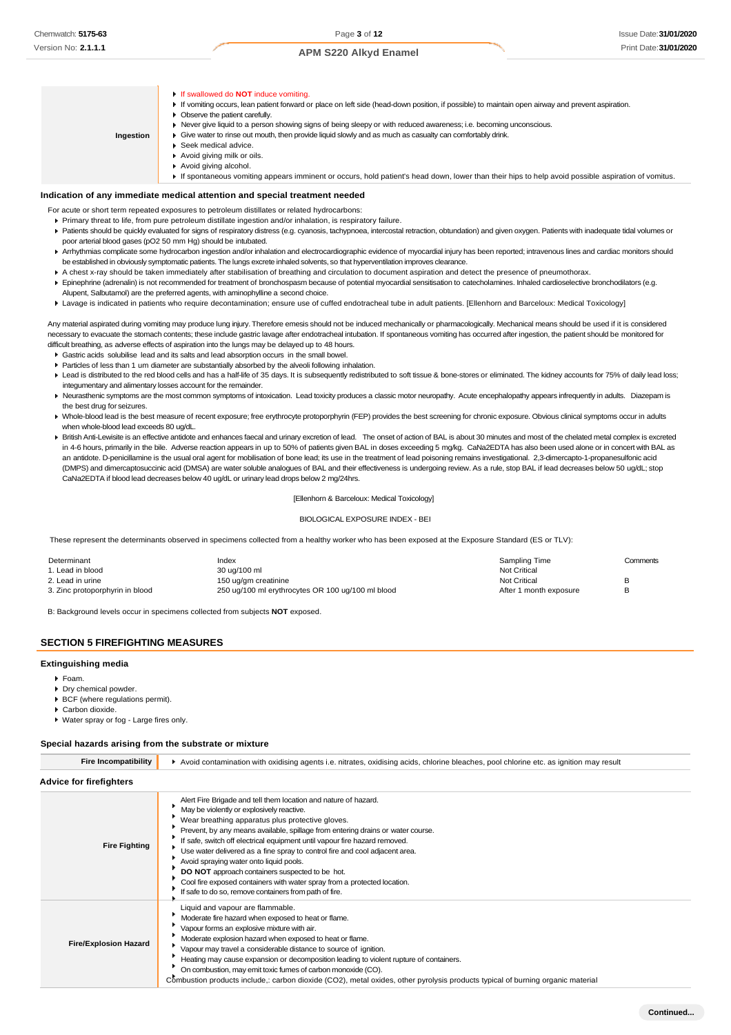| | |
|---|---|
| **Ingestion** | - If swallowed do **NOT** induce vomiting.<br>- If vomiting occurs, lean patient forward or place on left side (head-down position, if possible) to maintain open airway and prevent aspiration.<br>- Observe the patient carefully.<br>- Never give liquid to a person showing signs of being sleepy or with reduced awareness; i.e. becoming unconscious.<br>- Give water to rinse out mouth, then provide liquid slowly and as much as casualty can comfortably drink.<br>- Seek medical advice.<br>- Avoid giving milk or oils.<br>- Avoid giving alcohol.<br>- If spontaneous vomiting appears imminent or occurs, hold patient's head down, lower than their hips to help avoid possible aspiration of vomitus. |

### Indication of any immediate medical attention and special treatment needed

For acute or short term repeated exposures to petroleum distillates or related hydrocarbons:

- Primary threat to life, from pure petroleum distillate ingestion and/or inhalation, is respiratory failure.
- Patients should be quickly evaluated for signs of respiratory distress (e.g. cyanosis, tachypnoea, intercostal retraction, obtundation) and given oxygen. Patients with inadequate tidal volumes or poor arterial blood gases (pO2 50 mm Hg) should be intubated.
- Arrhythmias complicate some hydrocarbon ingestion and/or inhalation and electrocardiographic evidence of myocardial injury has been reported; intravenous lines and cardiac monitors should be established in obviously symptomatic patients. The lungs excrete inhaled solvents, so that hyperventilation improves clearance.
- A chest x-ray should be taken immediately after stabilisation of breathing and circulation to document aspiration and detect the presence of pneumothorax.
- Epinephrine (adrenalin) is not recommended for treatment of bronchospasm because of potential myocardial sensitisation to catecholamines. Inhaled cardioselective bronchodilators (e.g. Alupent, Salbutamol) are the preferred agents, with aminophylline a second choice.
- Lavage is indicated in patients who require decontamination; ensure use of cuffed endotracheal tube in adult patients. [Ellenhorn and Barceloux: Medical Toxicology]

Any material aspirated during vomiting may produce lung injury. Therefore emesis should not be induced mechanically or pharmacologically. Mechanical means should be used if it is considered necessary to evacuate the stomach contents; these include gastric lavage after endotracheal intubation. If spontaneous vomiting has occurred after ingestion, the patient should be monitored for difficult breathing, as adverse effects of aspiration into the lungs may be delayed up to 48 hours.

- Gastric acids solubilise lead and its salts and lead absorption occurs in the small bowel.
- Particles of less than 1 um diameter are substantially absorbed by the alveoli following inhalation.
- Lead is distributed to the red blood cells and has a half-life of 35 days. It is subsequently redistributed to soft tissue & bone-stores or eliminated. The kidney accounts for 75% of daily lead loss; integumentary and alimentary losses account for the remainder.
- Neurasthenic symptoms are the most common symptoms of intoxication. Lead toxicity produces a classic motor neuropathy. Acute encephalopathy appears infrequently in adults. Diazepam is the best drug for seizures.
- Whole-blood lead is the best measure of recent exposure; free erythrocyte protoporphyrin (FEP) provides the best screening for chronic exposure. Obvious clinical symptoms occur in adults when whole-blood lead exceeds 80 ug/dL.
- British Anti-Lewisite is an effective antidote and enhances faecal and urinary excretion of lead. The onset of action of BAL is about 30 minutes and most of the chelated metal complex is excreted in 4-6 hours, primarily in the bile. Adverse reaction appears in up to 50% of patients given BAL in doses exceeding 5 mg/kg. CaNa2EDTA has also been used alone or in concert with BAL as an antidote. D-penicillamine is the usual oral agent for mobilisation of bone lead; its use in the treatment of lead poisoning remains investigational. 2,3-dimercapto-1-propanesulfonic acid (DMPS) and dimercaptosuccinic acid (DMSA) are water soluble analogues of BAL and their effectiveness is undergoing review. As a rule, stop BAL if lead decreases below 50 ug/dL; stop CaNa2EDTA if blood lead decreases below 40 ug/dL or urinary lead drops below 2 mg/24hrs.

[Ellenhorn & Barceloux: Medical Toxicology]

BIOLOGICAL EXPOSURE INDEX - BEI

These represent the determinants observed in specimens collected from a healthy worker who has been exposed at the Exposure Standard (ES or TLV):

| Determinant | Index | Sampling Time | Comments |
|---|---|---|---|
| 1. Lead in blood | 30 ug/100 ml | Not Critical | |
| 2. Lead in urine | 150 ug/gm creatinine | Not Critical | B |
| 3. Zinc protoporphyrin in blood | 250 ug/100 ml erythrocytes OR 100 ug/100 ml blood | After 1 month exposure | B |

B: Background levels occur in specimens collected from subjects **NOT** exposed.

## SECTION 5 FIREFIGHTING MEASURES

### Extinguishing media

- Foam.
- Dry chemical powder.
- BCF (where regulations permit).
- Carbon dioxide.
- Water spray or fog - Large fires only.

### Special hazards arising from the substrate or mixture

| | |
|---|---|
| **Fire Incompatibility** | - Avoid contamination with oxidising agents i.e. nitrates, oxidising acids, chlorine bleaches, pool chlorine etc. as ignition may result |

### Advice for firefighters

| | |
|---|---|
| **Fire Fighting** | - Alert Fire Brigade and tell them location and nature of hazard.<br>- May be violently or explosively reactive.<br>- Wear breathing apparatus plus protective gloves.<br>- Prevent, by any means available, spillage from entering drains or water course.<br>- If safe, switch off electrical equipment until vapour fire hazard removed.<br>- Use water delivered as a fine spray to control fire and cool adjacent area.<br>- Avoid spraying water onto liquid pools.<br>- **DO NOT** approach containers suspected to be hot.<br>- Cool fire exposed containers with water spray from a protected location.<br>- If safe to do so, remove containers from path of fire. |
| **Fire/Explosion Hazard** | - Liquid and vapour are flammable.<br>- Moderate fire hazard when exposed to heat or flame.<br>- Vapour forms an explosive mixture with air.<br>- Moderate explosion hazard when exposed to heat or flame.<br>- Vapour may travel a considerable distance to source of ignition.<br>- Heating may cause expansion or decomposition leading to violent rupture of containers.<br>- On combustion, may emit toxic fumes of carbon monoxide (CO).<br>- Combustion products include,: carbon dioxide (CO2), metal oxides, other pyrolysis products typical of burning organic material |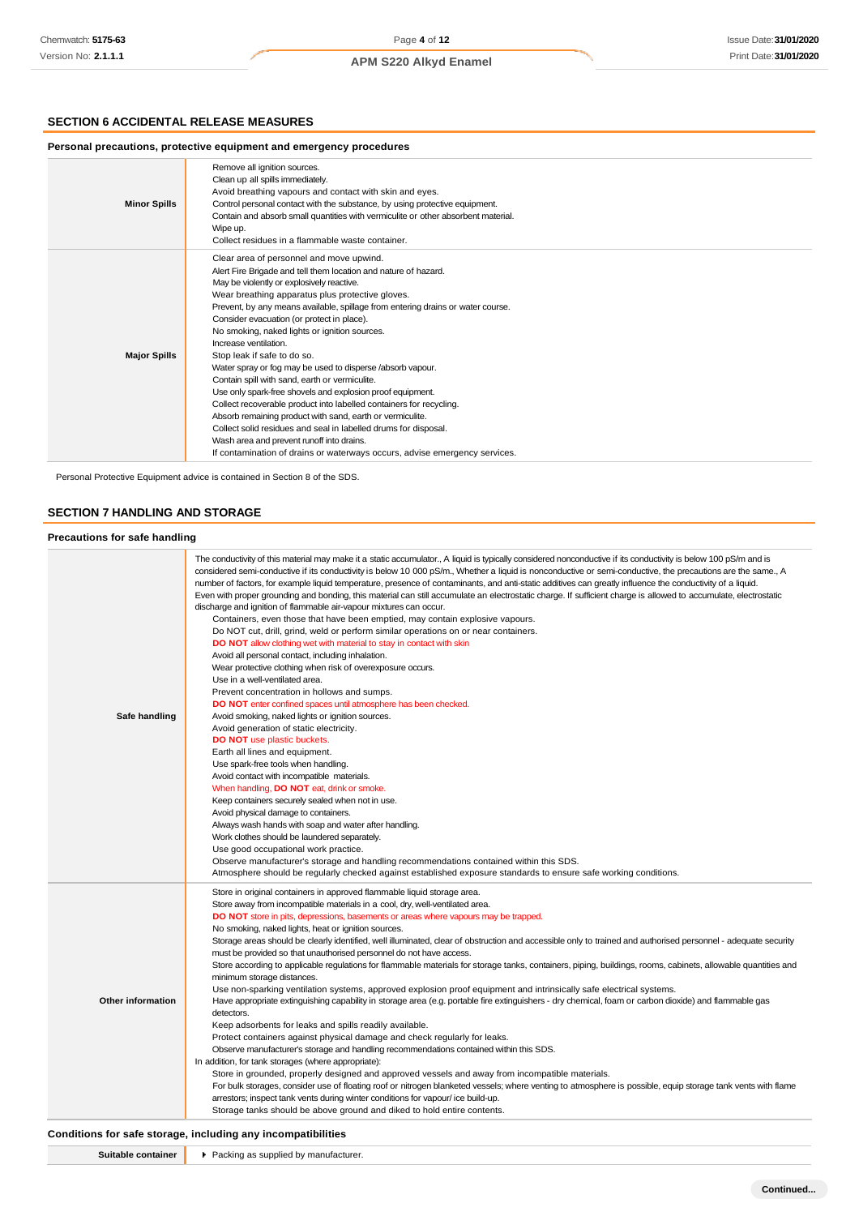## SECTION 6 ACCIDENTAL RELEASE MEASURES

### Personal precautions, protective equipment and emergency procedures

| | |
|---|---|
| **Minor Spills** | Remove all ignition sources.<br>Clean up all spills immediately.<br>Avoid breathing vapours and contact with skin and eyes.<br>Control personal contact with the substance, by using protective equipment.<br>Contain and absorb small quantities with vermiculite or other absorbent material.<br>Wipe up.<br>Collect residues in a flammable waste container. |
| **Major Spills** | Clear area of personnel and move upwind.<br>Alert Fire Brigade and tell them location and nature of hazard.<br>May be violently or explosively reactive.<br>Wear breathing apparatus plus protective gloves.<br>Prevent, by any means available, spillage from entering drains or water course.<br>Consider evacuation (or protect in place).<br>No smoking, naked lights or ignition sources.<br>Increase ventilation.<br>Stop leak if safe to do so.<br>Water spray or fog may be used to disperse /absorb vapour.<br>Contain spill with sand, earth or vermiculite.<br>Use only spark-free shovels and explosion proof equipment.<br>Collect recoverable product into labelled containers for recycling.<br>Absorb remaining product with sand, earth or vermiculite.<br>Collect solid residues and seal in labelled drums for disposal.<br>Wash area and prevent runoff into drains.<br>If contamination of drains or waterways occurs, advise emergency services. |

Personal Protective Equipment advice is contained in Section 8 of the SDS.

## SECTION 7 HANDLING AND STORAGE

### Precautions for safe handling

| | |
|---|---|
| **Safe handling** | The conductivity of this material may make it a static accumulator., A liquid is typically considered nonconductive if its conductivity is below 100 pS/m and is considered semi-conductive if its conductivity is below 10 000 pS/m., Whether a liquid is nonconductive or semi-conductive, the precautions are the same., A number of factors, for example liquid temperature, presence of contaminants, and anti-static additives can greatly influence the conductivity of a liquid.<br>Even with proper grounding and bonding, this material can still accumulate an electrostatic charge. If sufficient charge is allowed to accumulate, electrostatic discharge and ignition of flammable air-vapour mixtures can occur.<br>Containers, even those that have been emptied, may contain explosive vapours.<br>Do NOT cut, drill, grind, weld or perform similar operations on or near containers.<br>**DO NOT** allow clothing wet with material to stay in contact with skin<br>Avoid all personal contact, including inhalation.<br>Wear protective clothing when risk of overexposure occurs.<br>Use in a well-ventilated area.<br>Prevent concentration in hollows and sumps.<br>**DO NOT** enter confined spaces until atmosphere has been checked.<br>Avoid smoking, naked lights or ignition sources.<br>Avoid generation of static electricity.<br>**DO NOT** use plastic buckets.<br>Earth all lines and equipment.<br>Use spark-free tools when handling.<br>Avoid contact with incompatible materials.<br>When handling, **DO NOT** eat, drink or smoke.<br>Keep containers securely sealed when not in use.<br>Avoid physical damage to containers.<br>Always wash hands with soap and water after handling.<br>Work clothes should be laundered separately.<br>Use good occupational work practice.<br>Observe manufacturer's storage and handling recommendations contained within this SDS.<br>Atmosphere should be regularly checked against established exposure standards to ensure safe working conditions. |
| **Other information** | Store in original containers in approved flammable liquid storage area.<br>Store away from incompatible materials in a cool, dry, well-ventilated area.<br>**DO NOT** store in pits, depressions, basements or areas where vapours may be trapped.<br>No smoking, naked lights, heat or ignition sources.<br>Storage areas should be clearly identified, well illuminated, clear of obstruction and accessible only to trained and authorised personnel - adequate security must be provided so that unauthorised personnel do not have access.<br>Store according to applicable regulations for flammable materials for storage tanks, containers, piping, buildings, rooms, cabinets, allowable quantities and minimum storage distances.<br>Use non-sparking ventilation systems, approved explosion proof equipment and intrinsically safe electrical systems.<br>Have appropriate extinguishing capability in storage area (e.g. portable fire extinguishers - dry chemical, foam or carbon dioxide) and flammable gas detectors.<br>Keep adsorbents for leaks and spills readily available.<br>Protect containers against physical damage and check regularly for leaks.<br>Observe manufacturer's storage and handling recommendations contained within this SDS.<br>In addition, for tank storages (where appropriate):<br>Store in grounded, properly designed and approved vessels and away from incompatible materials.<br>For bulk storages, consider use of floating roof or nitrogen blanketed vessels; where venting to atmosphere is possible, equip storage tank vents with flame arrestors; inspect tank vents during winter conditions for vapour/ ice build-up.<br>Storage tanks should be above ground and diked to hold entire contents. |

### Conditions for safe storage, including any incompatibilities

| | |
|---|---|
| **Suitable container** | Packing as supplied by manufacturer. |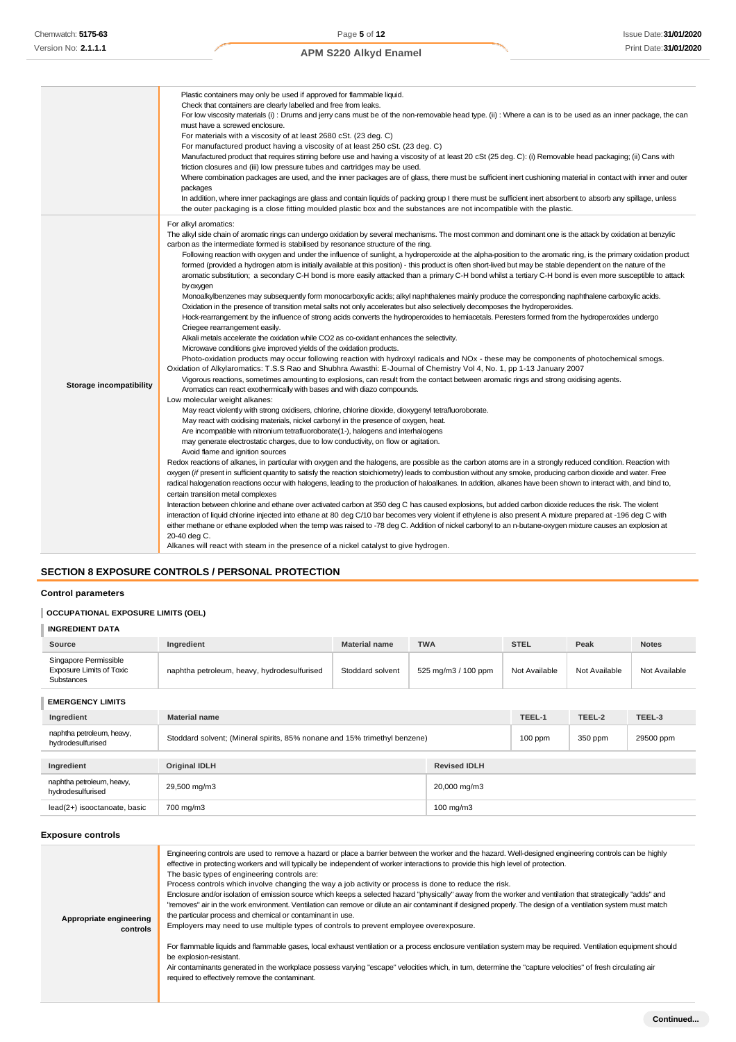| | |
|---|---|
| | Plastic containers may only be used if approved for flammable liquid.<br>Check that containers are clearly labelled and free from leaks.<br>For low viscosity materials (i) : Drums and jerry cans must be of the non-removable head type. (ii) : Where a can is to be used as an inner package, the can must have a screwed enclosure.<br>For materials with a viscosity of at least 2680 cSt. (23 deg. C)<br>For manufactured product having a viscosity of at least 250 cSt. (23 deg. C)<br>Manufactured product that requires stirring before use and having a viscosity of at least 20 cSt (25 deg. C): (i) Removable head packaging; (ii) Cans with friction closures and (iii) low pressure tubes and cartridges may be used.<br>Where combination packages are used, and the inner packages are of glass, there must be sufficient inert cushioning material in contact with inner and outer packages<br>In addition, where inner packagings are glass and contain liquids of packing group I there must be sufficient inert absorbent to absorb any spillage, unless the outer packaging is a close fitting moulded plastic box and the substances are not incompatible with the plastic. |
| **Storage incompatibility** | For alkyl aromatics:<br>The alkyl side chain of aromatic rings can undergo oxidation by several mechanisms. The most common and dominant one is the attack by oxidation at benzylic carbon as the intermediate formed is stabilised by resonance structure of the ring.<br>Following reaction with oxygen and under the influence of sunlight, a hydroperoxide at the alpha-position to the aromatic ring, is the primary oxidation product formed (provided a hydrogen atom is initially available at this position) - this product is often short-lived but may be stable dependent on the nature of the aromatic substitution; a secondary C-H bond is more easily attacked than a primary C-H bond whilst a tertiary C-H bond is even more susceptible to attack by oxygen<br>Monoalkylbenzenes may subsequently form monocarboxylic acids; alkyl naphthalenes mainly produce the corresponding naphthalene carboxylic acids.<br>Oxidation in the presence of transition metal salts not only accelerates but also selectively decomposes the hydroperoxides.<br>Hock-rearrangement by the influence of strong acids converts the hydroperoxides to hemiacetals. Peresters formed from the hydroperoxides undergo Criegee rearrangement easily.<br>Alkali metals accelerate the oxidation while CO2 as co-oxidant enhances the selectivity.<br>Microwave conditions give improved yields of the oxidation products.<br>Photo-oxidation products may occur following reaction with hydroxyl radicals and NOx - these may be components of photochemical smogs.<br>Oxidation of Alkylaromatics: T.S.S Rao and Shubhra Awasthi: E-Journal of Chemistry Vol 4, No. 1, pp 1-13 January 2007<br>Vigorous reactions, sometimes amounting to explosions, can result from the contact between aromatic rings and strong oxidising agents.<br>Aromatics can react exothermically with bases and with diazo compounds.<br>Low molecular weight alkanes:<br>May react violently with strong oxidisers, chlorine, chlorine dioxide, dioxygenyl tetrafluoroborate.<br>May react with oxidising materials, nickel carbonyl in the presence of oxygen, heat.<br>Are incompatible with nitronium tetrafluoroborate(1-), halogens and interhalogens<br>may generate electrostatic charges, due to low conductivity, on flow or agitation.<br>Avoid flame and ignition sources<br>Redox reactions of alkanes, in particular with oxygen and the halogens, are possible as the carbon atoms are in a strongly reduced condition. Reaction with oxygen (*if* present in sufficient quantity to satisfy the reaction stoichiometry) leads to combustion without any smoke, producing carbon dioxide and water. Free radical halogenation reactions occur with halogens, leading to the production of haloalkanes. In addition, alkanes have been shown to interact with, and bind to, certain transition metal complexes<br>Interaction between chlorine and ethane over activated carbon at 350 deg C has caused explosions, but added carbon dioxide reduces the risk. The violent interaction of liquid chlorine injected into ethane at 80 deg C/10 bar becomes very violent if ethylene is also present A mixture prepared at -196 deg C with either methane or ethane exploded when the temp was raised to -78 deg C. Addition of nickel carbonyl to an n-butane-oxygen mixture causes an explosion at 20-40 deg C.<br>Alkanes will react with steam in the presence of a nickel catalyst to give hydrogen. |

## SECTION 8 EXPOSURE CONTROLS / PERSONAL PROTECTION

### Control parameters

#### OCCUPATIONAL EXPOSURE LIMITS (OEL)

#### INGREDIENT DATA

| Source | Ingredient | Material name | TWA | STEL | Peak | Notes |
|---|---|---|---|---|---|---|
| Singapore Permissible Exposure Limits of Toxic Substances | naphtha petroleum, heavy, hydrodesulfurised | Stoddard solvent | 525 mg/m3 / 100 ppm | Not Available | Not Available | Not Available |

#### EMERGENCY LIMITS

| Ingredient | Material name | TEEL-1 | TEEL-2 | TEEL-3 |
|---|---|---|---|---|
| naphtha petroleum, heavy, hydrodesulfurised | Stoddard solvent; (Mineral spirits, 85% nonane and 15% trimethyl benzene) | 100 ppm | 350 ppm | 29500 ppm |

| Ingredient | Original IDLH | Revised IDLH |
|---|---|---|
| naphtha petroleum, heavy, hydrodesulfurised | 29,500 mg/m3 | 20,000 mg/m3 |
| lead(2+) isooctanoate, basic | 700 mg/m3 | 100 mg/m3 |

### Exposure controls

| | |
|---|---|
| **Appropriate engineering controls** | Engineering controls are used to remove a hazard or place a barrier between the worker and the hazard. Well-designed engineering controls can be highly effective in protecting workers and will typically be independent of worker interactions to provide this high level of protection.<br>The basic types of engineering controls are:<br>Process controls which involve changing the way a job activity or process is done to reduce the risk.<br>Enclosure and/or isolation of emission source which keeps a selected hazard "physically" away from the worker and ventilation that strategically "adds" and "removes" air in the work environment. Ventilation can remove or dilute an air contaminant if designed properly. The design of a ventilation system must match the particular process and chemical or contaminant in use.<br>Employers may need to use multiple types of controls to prevent employee overexposure.<br><br>For flammable liquids and flammable gases, local exhaust ventilation or a process enclosure ventilation system may be required. Ventilation equipment should be explosion-resistant.<br>Air contaminants generated in the workplace possess varying "escape" velocities which, in turn, determine the "capture velocities" of fresh circulating air required to effectively remove the contaminant. |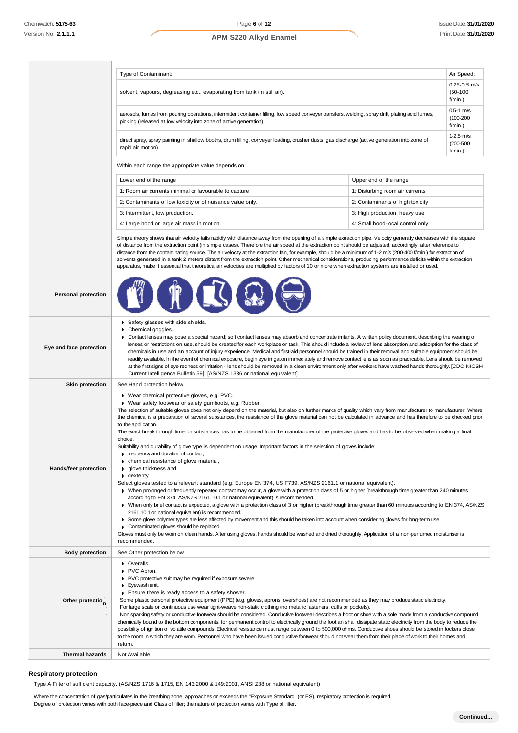| Type of Contaminant: | Air Speed: |
|---|---|
| solvent, vapours, degreasing etc., evaporating from tank (in still air). | 0.25-0.5 m/s (50-100 f/min.) |
| aerosols, fumes from pouring operations, intermittent container filling, low speed conveyer transfers, welding, spray drift, plating acid fumes, pickling (released at low velocity into zone of active generation) | 0.5-1 m/s (100-200 f/min.) |
| direct spray, spray painting in shallow booths, drum filling, conveyer loading, crusher dusts, gas discharge (active generation into zone of rapid air motion) | 1-2.5 m/s (200-500 f/min.) |

Within each range the appropriate value depends on:

| Lower end of the range | Upper end of the range |
|---|---|
| 1: Room air currents minimal or favourable to capture | 1: Disturbing room air currents |
| 2: Contaminants of low toxicity or of nuisance value only. | 2: Contaminants of high toxicity |
| 3: Intermittent, low production. | 3: High production, heavy use |
| 4: Large hood or large air mass in motion | 4: Small hood-local control only |

Simple theory shows that air velocity falls rapidly with distance away from the opening of a simple extraction pipe. Velocity generally decreases with the square of distance from the extraction point (in simple cases). Therefore the air speed at the extraction point should be adjusted, accordingly, after reference to distance from the contaminating source. The air velocity at the extraction fan, for example, should be a minimum of 1-2 m/s (200-400 f/min) for extraction of solvents generated in a tank 2 meters distant from the extraction point. Other mechanical considerations, producing performance deficits within the extraction apparatus, make it essential that theoretical air velocities are multiplied by factors of 10 or more when extraction systems are installed or used.

**Personal protection**

**Eye and face protection**

- Safety glasses with side shields.
- Chemical goggles.
- Contact lenses may pose a special hazard; soft contact lenses may absorb and concentrate irritants. A written policy document, describing the wearing of lenses or restrictions on use, should be created for each workplace or task. This should include a review of lens absorption and adsorption for the class of chemicals in use and an account of injury experience. Medical and first-aid personnel should be trained in their removal and suitable equipment should be readily available. In the event of chemical exposure, begin eye irrigation immediately and remove contact lens as soon as practicable. Lens should be removed at the first signs of eye redness or irritation - lens should be removed in a clean environment only after workers have washed hands thoroughly. [CDC NIOSH Current Intelligence Bulletin 59], [AS/NZS 1336 or national equivalent]

**Skin protection**

See Hand protection below

**Hands/feet protection**

- Wear chemical protective gloves, e.g. PVC.
- Wear safety footwear or safety gumboots, e.g. Rubber

The selection of suitable gloves does not only depend on the material, but also on further marks of quality which vary from manufacturer to manufacturer. Where the chemical is a preparation of several substances, the resistance of the glove material can not be calculated in advance and has therefore to be checked prior to the application.

The exact break through time for substances has to be obtained from the manufacturer of the protective gloves and.has to be observed when making a final choice.

Suitability and durability of glove type is dependent on usage. Important factors in the selection of gloves include:

- frequency and duration of contact,
- chemical resistance of glove material,
- glove thickness and
- dexterity

Select gloves tested to a relevant standard (e.g. Europe EN 374, US F739, AS/NZS 2161.1 or national equivalent).

- When prolonged or frequently repeated contact may occur, a glove with a protection class of 5 or higher (breakthrough time greater than 240 minutes according to EN 374, AS/NZS 2161.10.1 or national equivalent) is recommended.
- When only brief contact is expected, a glove with a protection class of 3 or higher (breakthrough time greater than 60 minutes according to EN 374, AS/NZS 2161.10.1 or national equivalent) is recommended.
- Some glove polymer types are less affected by movement and this should be taken into account when considering gloves for long-term use.
- Contaminated gloves should be replaced.

Gloves must only be worn on clean hands. After using gloves, hands should be washed and dried thoroughly. Application of a non-perfumed moisturiser is recommended.

**Body protection**

See Other protection below

**Other protection**

- Overalls.
- PVC Apron.
- PVC protective suit may be required if exposure severe.
- Eyewash unit.
- Ensure there is ready access to a safety shower.

Some plastic personal protective equipment (PPE) (e.g. gloves, aprons, overshoes) are not recommended as they may produce static electricity.

For large scale or continuous use wear tight-weave non-static clothing (no metallic fasteners, cuffs or pockets).

Non sparking safety or conductive footwear should be considered. Conductive footwear describes a boot or shoe with a sole made from a conductive compound chemically bound to the bottom components, for permanent control to electrically ground the foot an shall dissipate static electricity from the body to reduce the possibility of ignition of volatile compounds. Electrical resistance must range between 0 to 500,000 ohms. Conductive shoes should be stored in lockers close to the room in which they are worn. Personnel who have been issued conductive footwear should not wear them from their place of work to their homes and return.

**Thermal hazards**

Not Available

### Respiratory protection

Type A Filter of sufficient capacity. (AS/NZS 1716 & 1715, EN 143:2000 & 149:2001, ANSI Z88 or national equivalent)

Where the concentration of gas/particulates in the breathing zone, approaches or exceeds the "Exposure Standard" (or ES), respiratory protection is required.
Degree of protection varies with both face-piece and Class of filter; the nature of protection varies with Type of filter.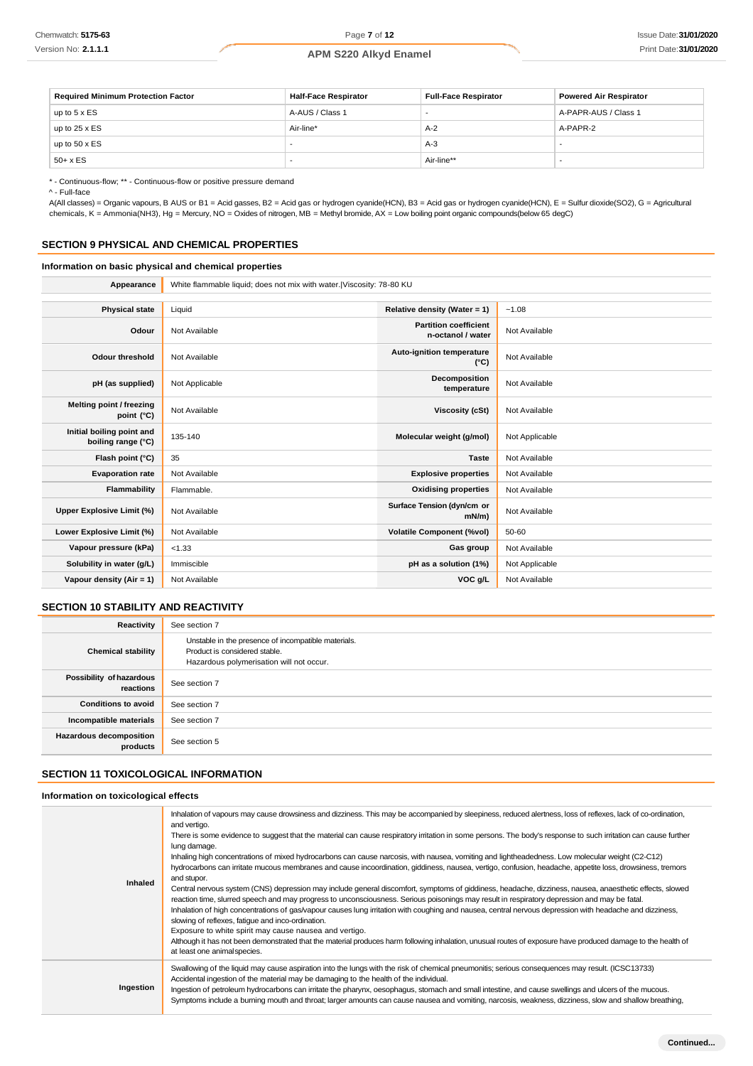| Required Minimum Protection Factor | Half-Face Respirator | Full-Face Respirator | Powered Air Respirator |
| --- | --- | --- | --- |
| up to 5 x ES | A-AUS / Class 1 | - | A-PAPR-AUS / Class 1 |
| up to 25 x ES | Air-line* | A-2 | A-PAPR-2 |
| up to 50 x ES | - | A-3 | - |
| 50+ x ES | - | Air-line** | - |

* - Continuous-flow; ** - Continuous-flow or positive pressure demand

^ - Full-face

A(All classes) = Organic vapours, B AUS or B1 = Acid gasses, B2 = Acid gas or hydrogen cyanide(HCN), B3 = Acid gas or hydrogen cyanide(HCN), E = Sulfur dioxide(SO2), G = Agricultural chemicals, K = Ammonia(NH3), Hg = Mercury, NO = Oxides of nitrogen, MB = Methyl bromide, AX = Low boiling point organic compounds(below 65 degC)

## SECTION 9 PHYSICAL AND CHEMICAL PROPERTIES

### Information on basic physical and chemical properties

| Appearance | White flammable liquid; does not mix with water.\|Viscosity: 78-80 KU | | |
| --- | --- | --- | --- |
| Physical state | Liquid | Relative density (Water = 1) | ~1.08 |
| Odour | Not Available | Partition coefficient n-octanol / water | Not Available |
| Odour threshold | Not Available | Auto-ignition temperature (°C) | Not Available |
| pH (as supplied) | Not Applicable | Decomposition temperature | Not Available |
| Melting point / freezing point (°C) | Not Available | Viscosity (cSt) | Not Available |
| Initial boiling point and boiling range (°C) | 135-140 | Molecular weight (g/mol) | Not Applicable |
| Flash point (°C) | 35 | Taste | Not Available |
| Evaporation rate | Not Available | Explosive properties | Not Available |
| Flammability | Flammable. | Oxidising properties | Not Available |
| Upper Explosive Limit (%) | Not Available | Surface Tension (dyn/cm or mN/m) | Not Available |
| Lower Explosive Limit (%) | Not Available | Volatile Component (%vol) | 50-60 |
| Vapour pressure (kPa) | <1.33 | Gas group | Not Available |
| Solubility in water (g/L) | Immiscible | pH as a solution (1%) | Not Applicable |
| Vapour density (Air = 1) | Not Available | VOC g/L | Not Available |

## SECTION 10 STABILITY AND REACTIVITY

| | |
| --- | --- |
| Reactivity | See section 7 |
| Chemical stability | Unstable in the presence of incompatible materials.<br>Product is considered stable.<br>Hazardous polymerisation will not occur. |
| Possibility of hazardous reactions | See section 7 |
| Conditions to avoid | See section 7 |
| Incompatible materials | See section 7 |
| Hazardous decomposition products | See section 5 |

## SECTION 11 TOXICOLOGICAL INFORMATION

### Information on toxicological effects

| | |
| --- | --- |
| Inhaled | Inhalation of vapours may cause drowsiness and dizziness. This may be accompanied by sleepiness, reduced alertness, loss of reflexes, lack of co-ordination, and vertigo.<br>There is some evidence to suggest that the material can cause respiratory irritation in some persons. The body's response to such irritation can cause further lung damage.<br>Inhaling high concentrations of mixed hydrocarbons can cause narcosis, with nausea, vomiting and lightheadedness. Low molecular weight (C2-C12) hydrocarbons can irritate mucous membranes and cause incoordination, giddiness, nausea, vertigo, confusion, headache, appetite loss, drowsiness, tremors and stupor.<br>Central nervous system (CNS) depression may include general discomfort, symptoms of giddiness, headache, dizziness, nausea, anaesthetic effects, slowed reaction time, slurred speech and may progress to unconsciousness. Serious poisonings may result in respiratory depression and may be fatal.<br>Inhalation of high concentrations of gas/vapour causes lung irritation with coughing and nausea, central nervous depression with headache and dizziness, slowing of reflexes, fatigue and inco-ordination.<br>Exposure to white spirit may cause nausea and vertigo.<br>Although it has not been demonstrated that the material produces harm following inhalation, unusual routes of exposure have produced damage to the health of at least one animal species. |
| Ingestion | Swallowing of the liquid may cause aspiration into the lungs with the risk of chemical pneumonitis; serious consequences may result. (ICSC13733)<br>Accidental ingestion of the material may be damaging to the health of the individual.<br>Ingestion of petroleum hydrocarbons can irritate the pharynx, oesophagus, stomach and small intestine, and cause swellings and ulcers of the mucous.<br>Symptoms include a burning mouth and throat; larger amounts can cause nausea and vomiting, narcosis, weakness, dizziness, slow and shallow breathing, |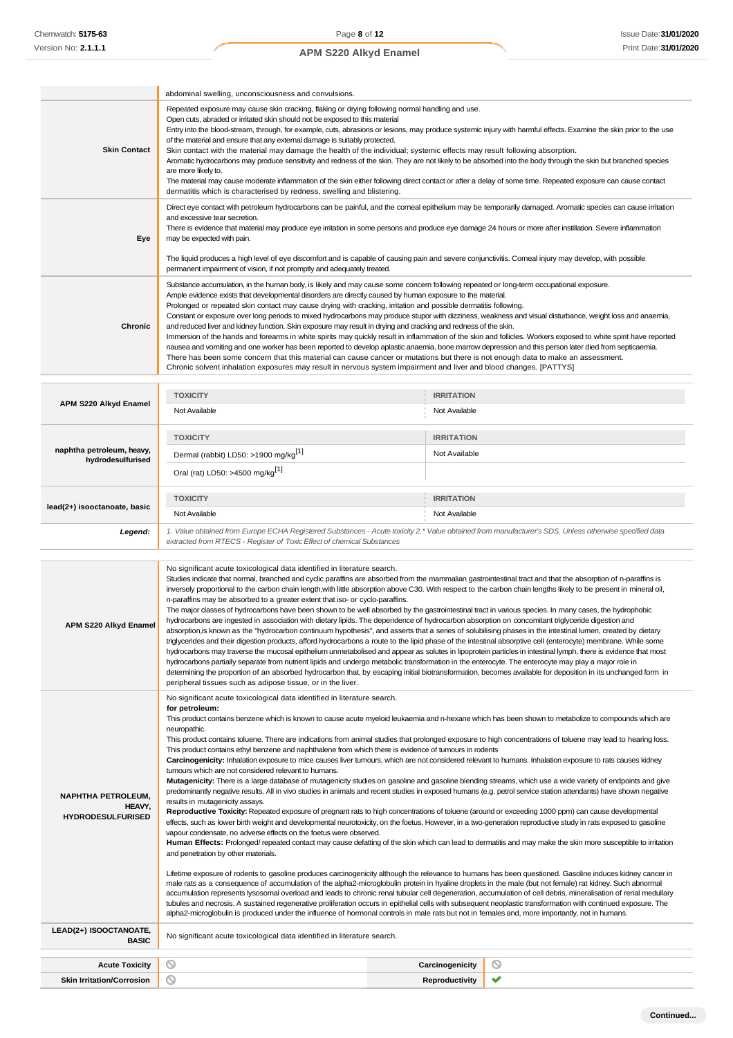| | |
|---|---|
| | abdominal swelling, unconsciousness and convulsions. |
| **Skin Contact** | Repeated exposure may cause skin cracking, flaking or drying following normal handling and use.<br>Open cuts, abraded or irritated skin should not be exposed to this material<br>Entry into the blood-stream, through, for example, cuts, abrasions or lesions, may produce systemic injury with harmful effects. Examine the skin prior to the use of the material and ensure that any external damage is suitably protected.<br>Skin contact with the material may damage the health of the individual; systemic effects may result following absorption.<br>Aromatic hydrocarbons may produce sensitivity and redness of the skin. They are not likely to be absorbed into the body through the skin but branched species are more likely to.<br>The material may cause moderate inflammation of the skin either following direct contact or after a delay of some time. Repeated exposure can cause contact dermatitis which is characterised by redness, swelling and blistering. |
| **Eye** | Direct eye contact with petroleum hydrocarbons can be painful, and the corneal epithelium may be temporarily damaged. Aromatic species can cause irritation and excessive tear secretion.<br>There is evidence that material may produce eye irritation in some persons and produce eye damage 24 hours or more after instillation. Severe inflammation may be expected with pain.<br><br>The liquid produces a high level of eye discomfort and is capable of causing pain and severe conjunctivitis. Corneal injury may develop, with possible permanent impairment of vision, if not promptly and adequately treated. |
| **Chronic** | Substance accumulation, in the human body, is likely and may cause some concern following repeated or long-term occupational exposure.<br>Ample evidence exists that developmental disorders are directly caused by human exposure to the material.<br>Prolonged or repeated skin contact may cause drying with cracking, irritation and possible dermatitis following.<br>Constant or exposure over long periods to mixed hydrocarbons may produce stupor with dizziness, weakness and visual disturbance, weight loss and anaemia, and reduced liver and kidney function. Skin exposure may result in drying and cracking and redness of the skin.<br>Immersion of the hands and forearms in white spirits may quickly result in inflammation of the skin and follicles. Workers exposed to white spirit have reported nausea and vomiting and one worker has been reported to develop aplastic anaemia, bone marrow depression and this person later died from septicaemia.<br>There has been some concern that this material can cause cancer or mutations but there is not enough data to make an assessment.<br>Chronic solvent inhalation exposures may result in nervous system impairment and liver and blood changes. [PATTYS] |

| | TOXICITY | IRRITATION |
|---|---|---|
| **APM S220 Alkyd Enamel** | Not Available | Not Available |
| **naphtha petroleum, heavy, hydrodesulfurised** | Dermal (rabbit) LD50: >1900 mg/kg[1]<br>Oral (rat) LD50: >4500 mg/kg[1] | Not Available |
| **lead(2+) isooctanoate, basic** | Not Available | Not Available |
| ***Legend:*** | *1. Value obtained from Europe ECHA Registered Substances - Acute toxicity 2.\* Value obtained from manufacturer's SDS. Unless otherwise specified data extracted from RTECS - Register of Toxic Effect of chemical Substances* | |

| | |
|---|---|
| **APM S220 Alkyd Enamel** | No significant acute toxicological data identified in literature search.<br>Studies indicate that normal, branched and cyclic paraffins are absorbed from the mammalian gastrointestinal tract and that the absorption of n-paraffins is inversely proportional to the carbon chain length,with little absorption above C30. With respect to the carbon chain lengths likely to be present in mineral oil, n-paraffins may be absorbed to a greater extent that iso- or cyclo-paraffins.<br>The major classes of hydrocarbons have been shown to be well absorbed by the gastrointestinal tract in various species. In many cases, the hydrophobic hydrocarbons are ingested in association with dietary lipids. The dependence of hydrocarbon absorption on concomitant triglyceride digestion and absorption,is known as the "hydrocarbon continuum hypothesis", and asserts that a series of solubilising phases in the intestinal lumen, created by dietary triglycerides and their digestion products, afford hydrocarbons a route to the lipid phase of the intestinal absorptive cell (enterocyte) membrane. While some hydrocarbons may traverse the mucosal epithelium unmetabolised and appear as solutes in lipoprotein particles in intestinal lymph, there is evidence that most hydrocarbons partially separate from nutrient lipids and undergo metabolic transformation in the enterocyte. The enterocyte may play a major role in determining the proportion of an absorbed hydrocarbon that, by escaping initial biotransformation, becomes available for deposition in its unchanged form in peripheral tissues such as adipose tissue, or in the liver. |
| **NAPHTHA PETROLEUM, HEAVY, HYDRODESULFURISED** | No significant acute toxicological data identified in literature search.<br>**for petroleum:**<br>This product contains benzene which is known to cause acute myeloid leukaemia and n-hexane which has been shown to metabolize to compounds which are neuropathic.<br>This product contains toluene. There are indications from animal studies that prolonged exposure to high concentrations of toluene may lead to hearing loss.<br>This product contains ethyl benzene and naphthalene from which there is evidence of tumours in rodents<br>**Carcinogenicity:** Inhalation exposure to mice causes liver tumours, which are not considered relevant to humans. Inhalation exposure to rats causes kidney tumours which are not considered relevant to humans.<br>**Mutagenicity:** There is a large database of mutagenicity studies on gasoline and gasoline blending streams, which use a wide variety of endpoints and give predominantly negative results. All in vivo studies in animals and recent studies in exposed humans (e.g. petrol service station attendants) have shown negative results in mutagenicity assays.<br>**Reproductive Toxicity:** Repeated exposure of pregnant rats to high concentrations of toluene (around or exceeding 1000 ppm) can cause developmental effects, such as lower birth weight and developmental neurotoxicity, on the foetus. However, in a two-generation reproductive study in rats exposed to gasoline vapour condensate, no adverse effects on the foetus were observed.<br>**Human Effects:** Prolonged/ repeated contact may cause defatting of the skin which can lead to dermatitis and may make the skin more susceptible to irritation and penetration by other materials.<br><br>Lifetime exposure of rodents to gasoline produces carcinogenicity although the relevance to humans has been questioned. Gasoline induces kidney cancer in male rats as a consequence of accumulation of the alpha2-microglobulin protein in hyaline droplets in the male (but not female) rat kidney. Such abnormal accumulation represents lysosomal overload and leads to chronic renal tubular cell degeneration, accumulation of cell debris, mineralisation of renal medullary tubules and necrosis. A sustained regenerative proliferation occurs in epithelial cells with subsequent neoplastic transformation with continued exposure. The alpha2-microglobulin is produced under the influence of hormonal controls in male rats but not in females and, more importantly, not in humans. |
| **LEAD(2+) ISOOCTANOATE, BASIC** | No significant acute toxicological data identified in literature search. |

| | | | |
|---|---|---|---|
| **Acute Toxicity** | ⊘ | **Carcinogenicity** | ⊘ |
| **Skin Irritation/Corrosion** | ⊘ | **Reproductivity** | ✔ |

Continued...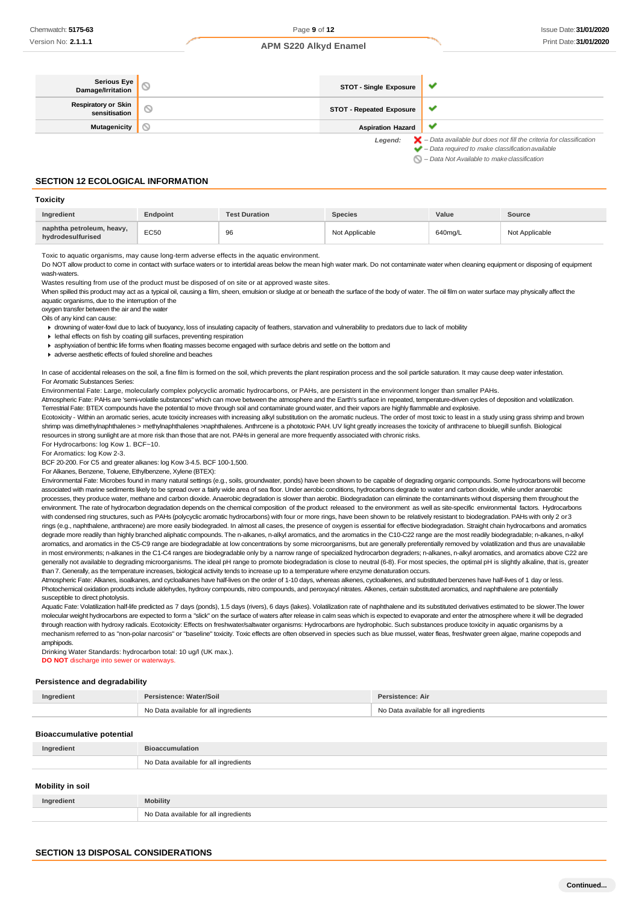| Serious Eye Damage/Irritation | ⊘ | STOT - Single Exposure | ✔ |
|---|---|---|---|
| Respiratory or Skin sensitisation | ⊘ | STOT - Repeated Exposure | ✔ |
| Mutagenicity | ⊘ | Aspiration Hazard | ✔ |

*Legend:* ✘ – Data available but does not fill the criteria for classification
✔ – Data required to make classification available
⊘ – Data Not Available to make classification

## SECTION 12 ECOLOGICAL INFORMATION

### Toxicity

| Ingredient | Endpoint | Test Duration | Species | Value | Source |
|---|---|---|---|---|---|
| naphtha petroleum, heavy, hydrodesulfurised | EC50 | 96 | Not Applicable | 640mg/L | Not Applicable |

Toxic to aquatic organisms, may cause long-term adverse effects in the aquatic environment.
Do NOT allow product to come in contact with surface waters or to intertidal areas below the mean high water mark. Do not contaminate water when cleaning equipment or disposing of equipment wash-waters.
Wastes resulting from use of the product must be disposed of on site or at approved waste sites.
When spilled this product may act as a typical oil, causing a film, sheen, emulsion or sludge at or beneath the surface of the body of water. The oil film on water surface may physically affect the aquatic organisms, due to the interruption of the
oxygen transfer between the air and the water
Oils of any kind can cause:

- drowning of water-fowl due to lack of buoyancy, loss of insulating capacity of feathers, starvation and vulnerability to predators due to lack of mobility
- lethal effects on fish by coating gill surfaces, preventing respiration
- asphyxiation of benthic life forms when floating masses become engaged with surface debris and settle on the bottom and
- adverse aesthetic effects of fouled shoreline and beaches

In case of accidental releases on the soil, a fine film is formed on the soil, which prevents the plant respiration process and the soil particle saturation. It may cause deep water infestation.
For Aromatic Substances Series:
Environmental Fate: Large, molecularly complex polycyclic aromatic hydrocarbons, or PAHs, are persistent in the environment longer than smaller PAHs.
Atmospheric Fate: PAHs are 'semi-volatile substances" which can move between the atmosphere and the Earth's surface in repeated, temperature-driven cycles of deposition and volatilization.
Terrestrial Fate: BTEX compounds have the potential to move through soil and contaminate ground water, and their vapors are highly flammable and explosive.
Ecotoxicity - Within an aromatic series, acute toxicity increases with increasing alkyl substitution on the aromatic nucleus. The order of most toxic to least in a study using grass shrimp and brown shrimp was dimethylnaphthalenes > methylnaphthalenes >naphthalenes. Anthrcene is a phototoxic PAH. UV light greatly increases the toxicity of anthracene to bluegill sunfish. Biological resources in strong sunlight are at more risk than those that are not. PAHs in general are more frequently associated with chronic risks.
For Hydrocarbons: log Kow 1. BCF~10.
For Aromatics: log Kow 2-3.
BCF 20-200. For C5 and greater alkanes: log Kow 3-4.5. BCF 100-1,500.
For Alkanes, Benzene, Toluene, Ethylbenzene, Xylene (BTEX):
Environmental Fate: Microbes found in many natural settings (e.g., soils, groundwater, ponds) have been shown to be capable of degrading organic compounds. Some hydrocarbons will become associated with marine sediments likely to be spread over a fairly wide area of sea floor. Under aerobic conditions, hydrocarbons degrade to water and carbon dioxide, while under anaerobic processes, they produce water, methane and carbon dioxide. Anaerobic degradation is slower than aerobic. Biodegradation can eliminate the contaminants without dispersing them throughout the environment. The rate of hydrocarbon degradation depends on the chemical composition of the product released to the environment as well as site-specific environmental factors. Hydrocarbons with condensed ring structures, such as PAHs (polycyclic aromatic hydrocarbons) with four or more rings, have been shown to be relatively resistant to biodegradation. PAHs with only 2 or 3 rings (e.g., naphthalene, anthracene) are more easily biodegraded. In almost all cases, the presence of oxygen is essential for effective biodegradation. Straight chain hydrocarbons and aromatics degrade more readily than highly branched aliphatic compounds. The n-alkanes, n-alkyl aromatics, and the aromatics in the C10-C22 range are the most readily biodegradable; n-alkanes, n-alkyl aromatics, and aromatics in the C5-C9 range are biodegradable at low concentrations by some microorganisms, but are generally preferentially removed by volatilization and thus are unavailable in most environments; n-alkanes in the C1-C4 ranges are biodegradable only by a narrow range of specialized hydrocarbon degraders; n-alkanes, n-alkyl aromatics, and aromatics above C22 are generally not available to degrading microorganisms. The ideal pH range to promote biodegradation is close to neutral (6-8). For most species, the optimal pH is slightly alkaline, that is, greater than 7. Generally, as the temperature increases, biological activity tends to increase up to a temperature where enzyme denaturation occurs.
Atmospheric Fate: Alkanes, isoalkanes, and cycloalkanes have half-lives on the order of 1-10 days, whereas alkenes, cycloalkenes, and substituted benzenes have half-lives of 1 day or less. Photochemical oxidation products include aldehydes, hydroxy compounds, nitro compounds, and peroxyacyl nitrates. Alkenes, certain substituted aromatics, and naphthalene are potentially susceptible to direct photolysis.
Aquatic Fate: Volatilization half-life predicted as 7 days (ponds), 1.5 days (rivers), 6 days (lakes). Volatilization rate of naphthalene and its substituted derivatives estimated to be slower.The lower molecular weight hydrocarbons are expected to form a "slick" on the surface of waters after release in calm seas which is expected to evaporate and enter the atmosphere where it will be degraded through reaction with hydroxy radicals. Ecotoxicity: Effects on freshwater/saltwater organisms: Hydrocarbons are hydrophobic. Such substances produce toxicity in aquatic organisms by a mechanism referred to as "non-polar narcosis" or "baseline" toxicity. Toxic effects are often observed in species such as blue mussel, water fleas, freshwater green algae, marine copepods and amphipods.
Drinking Water Standards: hydrocarbon total: 10 ug/l (UK max.).
**DO NOT** discharge into sewer or waterways.

### Persistence and degradability

| Ingredient | Persistence: Water/Soil | Persistence: Air |
|---|---|---|
| | No Data available for all ingredients | No Data available for all ingredients |

### Bioaccumulative potential

| Ingredient | Bioaccumulation |
|---|---|
| | No Data available for all ingredients |

### Mobility in soil

| Ingredient | Mobility |
|---|---|
| | No Data available for all ingredients |

## SECTION 13 DISPOSAL CONSIDERATIONS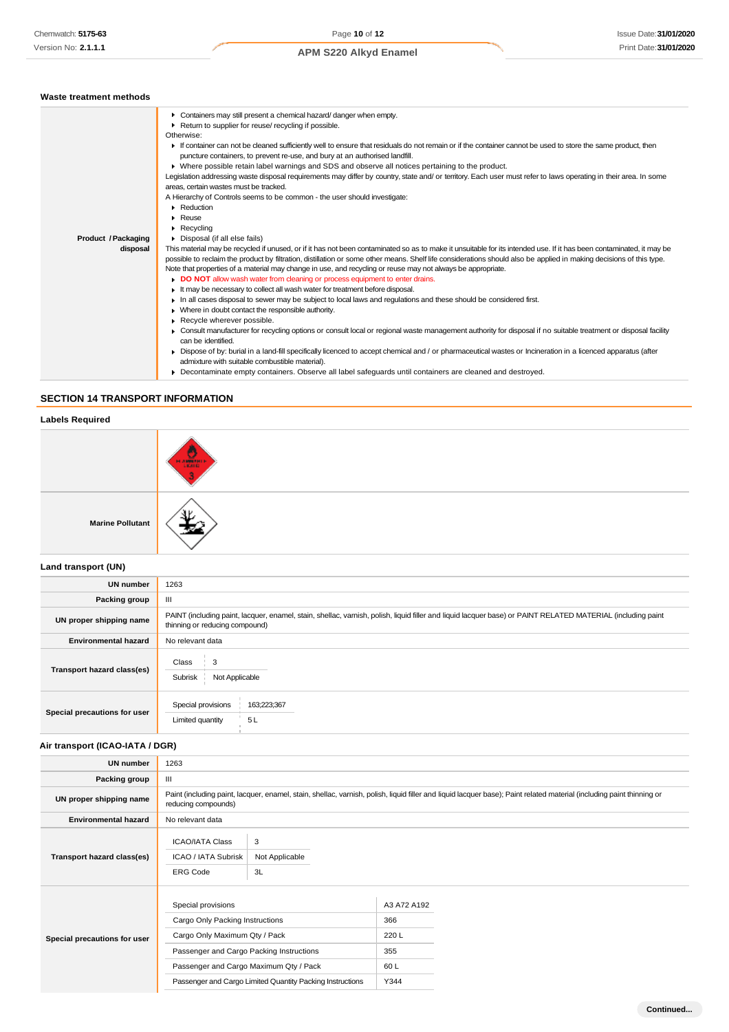### Waste treatment methods

| | |
|---|---|
| **Product / Packaging disposal** | ▸ Containers may still present a chemical hazard/ danger when empty.<br>▸ Return to supplier for reuse/ recycling if possible.<br>Otherwise:<br>▸ If container can not be cleaned sufficiently well to ensure that residuals do not remain or if the container cannot be used to store the same product, then puncture containers, to prevent re-use, and bury at an authorised landfill.<br>▸ Where possible retain label warnings and SDS and observe all notices pertaining to the product.<br>Legislation addressing waste disposal requirements may differ by country, state and/ or territory. Each user must refer to laws operating in their area. In some areas, certain wastes must be tracked.<br>A Hierarchy of Controls seems to be common - the user should investigate:<br>▸ Reduction<br>▸ Reuse<br>▸ Recycling<br>▸ Disposal (if all else fails)<br>This material may be recycled if unused, or if it has not been contaminated so as to make it unsuitable for its intended use. If it has been contaminated, it may be possible to reclaim the product by filtration, distillation or some other means. Shelf life considerations should also be applied in making decisions of this type. Note that properties of a material may change in use, and recycling or reuse may not always be appropriate.<br>▸ **DO NOT** allow wash water from cleaning or process equipment to enter drains.<br>▸ It may be necessary to collect all wash water for treatment before disposal.<br>▸ In all cases disposal to sewer may be subject to local laws and regulations and these should be considered first.<br>▸ Where in doubt contact the responsible authority.<br>▸ Recycle wherever possible.<br>▸ Consult manufacturer for recycling options or consult local or regional waste management authority for disposal if no suitable treatment or disposal facility can be identified.<br>▸ Dispose of by: burial in a land-fill specifically licenced to accept chemical and / or pharmaceutical wastes or Incineration in a licenced apparatus (after admixture with suitable combustible material).<br>▸ Decontaminate empty containers. Observe all label safeguards until containers are cleaned and destroyed. |

## SECTION 14 TRANSPORT INFORMATION

### Labels Required

| | |
|---|---|
| | |
| **Marine Pollutant** | |

### Land transport (UN)

| | |
|---|---|
| **UN number** | 1263 |
| **Packing group** | III |
| **UN proper shipping name** | PAINT (including paint, lacquer, enamel, stain, shellac, varnish, polish, liquid filler and liquid lacquer base) or PAINT RELATED MATERIAL (including paint thinning or reducing compound) |
| **Environmental hazard** | No relevant data |
| **Transport hazard class(es)** | Class: 3<br>Subrisk: Not Applicable |
| **Special precautions for user** | Special provisions: 163;223;367<br>Limited quantity: 5 L |

### Air transport (ICAO-IATA / DGR)

| | |
|---|---|
| **UN number** | 1263 |
| **Packing group** | III |
| **UN proper shipping name** | Paint (including paint, lacquer, enamel, stain, shellac, varnish, polish, liquid filler and liquid lacquer base); Paint related material (including paint thinning or reducing compounds) |
| **Environmental hazard** | No relevant data |
| **Transport hazard class(es)** | ICAO/IATA Class: 3<br>ICAO / IATA Subrisk: Not Applicable<br>ERG Code: 3L |
| **Special precautions for user** | Special provisions: A3 A72 A192<br>Cargo Only Packing Instructions: 366<br>Cargo Only Maximum Qty / Pack: 220 L<br>Passenger and Cargo Packing Instructions: 355<br>Passenger and Cargo Maximum Qty / Pack: 60 L<br>Passenger and Cargo Limited Quantity Packing Instructions: Y344 |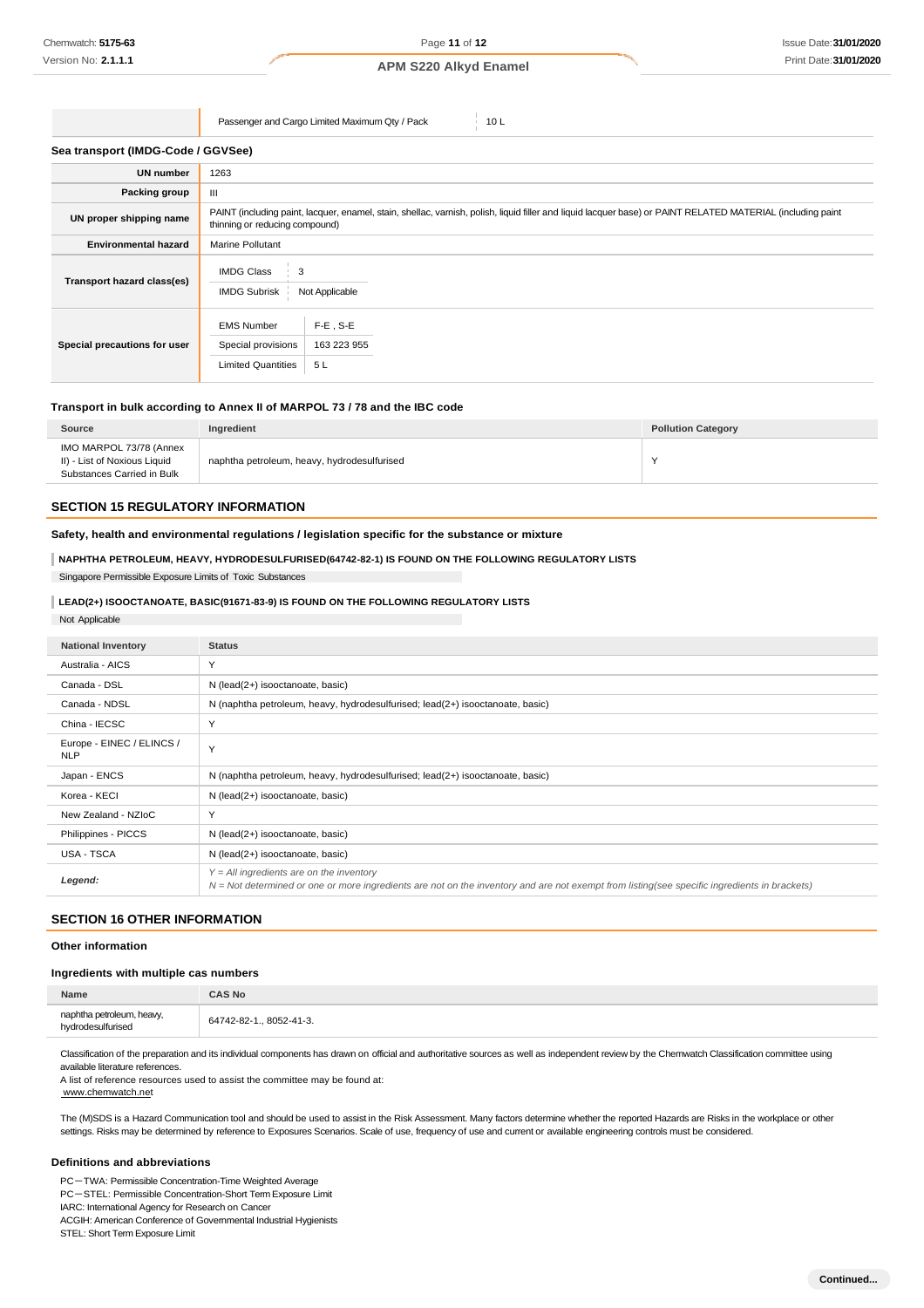| | Passenger and Cargo Limited Maximum Qty / Pack | 10 L |
|---|---|---|

**Sea transport (IMDG-Code / GGVSee)**

| | |
|---|---|
| **UN number** | 1263 |
| **Packing group** | III |
| **UN proper shipping name** | PAINT (including paint, lacquer, enamel, stain, shellac, varnish, polish, liquid filler and liquid lacquer base) or PAINT RELATED MATERIAL (including paint thinning or reducing compound) |
| **Environmental hazard** | Marine Pollutant |
| **Transport hazard class(es)** | IMDG Class: 3<br>IMDG Subrisk: Not Applicable |
| **Special precautions for user** | EMS Number: F-E , S-E<br>Special provisions: 163 223 955<br>Limited Quantities: 5 L |

**Transport in bulk according to Annex II of MARPOL 73 / 78 and the IBC code**

| Source | Ingredient | Pollution Category |
|---|---|---|
| IMO MARPOL 73/78 (Annex II) - List of Noxious Liquid Substances Carried in Bulk | naphtha petroleum, heavy, hydrodesulfurised | Y |

## SECTION 15 REGULATORY INFORMATION

**Safety, health and environmental regulations / legislation specific for the substance or mixture**

**NAPHTHA PETROLEUM, HEAVY, HYDRODESULFURISED(64742-82-1) IS FOUND ON THE FOLLOWING REGULATORY LISTS**

Singapore Permissible Exposure Limits of Toxic Substances

**LEAD(2+) ISOOCTANOATE, BASIC(91671-83-9) IS FOUND ON THE FOLLOWING REGULATORY LISTS**

Not Applicable

| National Inventory | Status |
|---|---|
| Australia - AICS | Y |
| Canada - DSL | N (lead(2+) isooctanoate, basic) |
| Canada - NDSL | N (naphtha petroleum, heavy, hydrodesulfurised; lead(2+) isooctanoate, basic) |
| China - IECSC | Y |
| Europe - EINEC / ELINCS / NLP | Y |
| Japan - ENCS | N (naphtha petroleum, heavy, hydrodesulfurised; lead(2+) isooctanoate, basic) |
| Korea - KECI | N (lead(2+) isooctanoate, basic) |
| New Zealand - NZIoC | Y |
| Philippines - PICCS | N (lead(2+) isooctanoate, basic) |
| USA - TSCA | N (lead(2+) isooctanoate, basic) |
| ***Legend:*** | *Y = All ingredients are on the inventory*<br>*N = Not determined or one or more ingredients are not on the inventory and are not exempt from listing(see specific ingredients in brackets)* |

## SECTION 16 OTHER INFORMATION

**Other information**

**Ingredients with multiple cas numbers**

| Name | CAS No |
|---|---|
| naphtha petroleum, heavy, hydrodesulfurised | 64742-82-1., 8052-41-3. |

Classification of the preparation and its individual components has drawn on official and authoritative sources as well as independent review by the Chemwatch Classification committee using available literature references.
A list of reference resources used to assist the committee may be found at:
www.chemwatch.net

The (M)SDS is a Hazard Communication tool and should be used to assist in the Risk Assessment. Many factors determine whether the reported Hazards are Risks in the workplace or other settings. Risks may be determined by reference to Exposures Scenarios. Scale of use, frequency of use and current or available engineering controls must be considered.

**Definitions and abbreviations**

PC－TWA: Permissible Concentration-Time Weighted Average
PC－STEL: Permissible Concentration-Short Term Exposure Limit
IARC: International Agency for Research on Cancer
ACGIH: American Conference of Governmental Industrial Hygienists
STEL: Short Term Exposure Limit

**Continued...**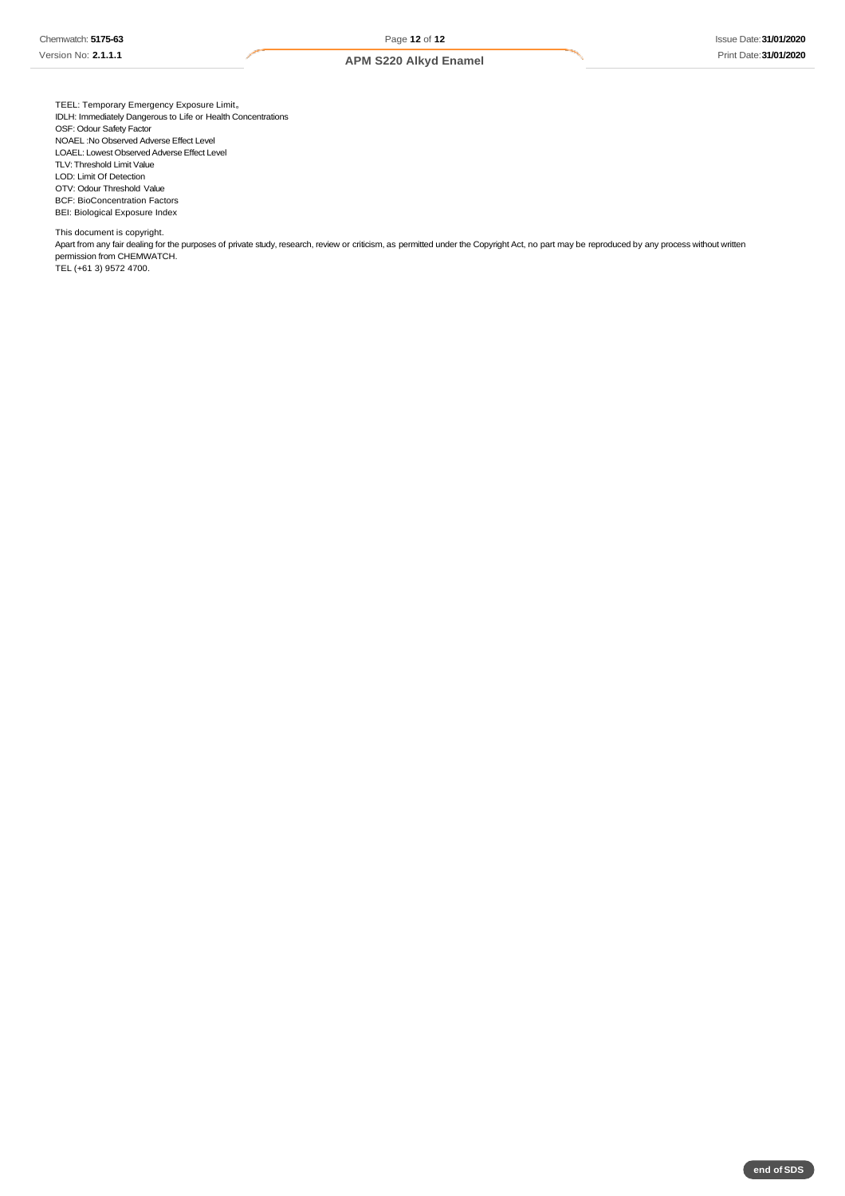TEEL: Temporary Emergency Exposure Limit。
IDLH: Immediately Dangerous to Life or Health Concentrations
OSF: Odour Safety Factor
NOAEL :No Observed Adverse Effect Level
LOAEL: Lowest Observed Adverse Effect Level
TLV: Threshold Limit Value
LOD: Limit Of Detection
OTV: Odour Threshold Value
BCF: BioConcentration Factors
BEI: Biological Exposure Index

This document is copyright.
Apart from any fair dealing for the purposes of private study, research, review or criticism, as permitted under the Copyright Act, no part may be reproduced by any process without written permission from CHEMWATCH.
TEL (+61 3) 9572 4700.

**end of SDS**